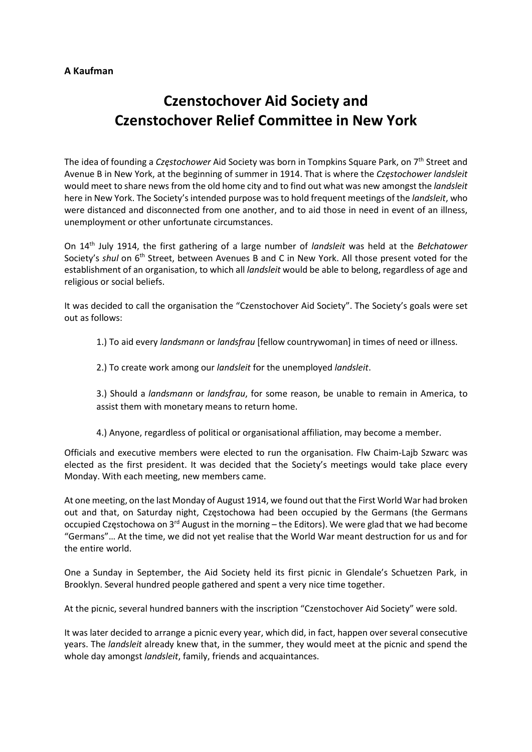**A Kaufman**

# Czenstochover Aid Society and Czenstochover Relief Committee in New York

The idea of founding a *Częstochower* Aid Society was born in Tompkins Square Park, on 7th Street and Avenue B in New York, at the beginning of summer in 1914. That is where the *Częstochower landsleit* would meet to share news from the old home city and to find out what was new amongst the *landsleit* here in New York. The Society's intended purpose was to hold frequent meetings of the *landsleit*, who were distanced and disconnected from one another, and to aid those in need in event of an illness, unemployment or other unfortunate circumstances.

On 14th July 1914, the first gathering of a large number of *landsleit* was held at the *Bełchatower* Society's *shul* on 6th Street, between Avenues B and C in New York. All those present voted for the establishment of an organisation, to which all *landsleit* would be able to belong, regardless of age and religious or social beliefs.

It was decided to call the organisation the "Czenstochover Aid Society". The Society's goals were set out as follows:

1.) To aid every *landsmann* or *landsfrau* [fellow countrywoman] in times of need or illness.

2.) To create work among our *landsleit* for the unemployed *landsleit*.

3.) Should a *landsmann* or *landsfrau*, for some reason, be unable to remain in America, to assist them with monetary means to return home.

4.) Anyone, regardless of political or organisational affiliation, may become a member.

Officials and executive members were elected to run the organisation. Flw Chaim-Lajb Szwarc was elected as the first president. It was decided that the Society's meetings would take place every Monday. With each meeting, new members came.

At one meeting, on the last Monday of August 1914, we found out that the First World War had broken out and that, on Saturday night, Częstochowa had been occupied by the Germans (the Germans occupied Częstochowa on 3rd August in the morning – the Editors). We were glad that we had become "Germans"… At the time, we did not yet realise that the World War meant destruction for us and for the entire world.

One a Sunday in September, the Aid Society held its first picnic in Glendale's Schuetzen Park, in Brooklyn. Several hundred people gathered and spent a very nice time together.

At the picnic, several hundred banners with the inscription "Czenstochover Aid Society" were sold.

It was later decided to arrange a picnic every year, which did, in fact, happen over several consecutive years. The *landsleit* already knew that, in the summer, they would meet at the picnic and spend the whole day amongst *landsleit*, family, friends and acquaintances.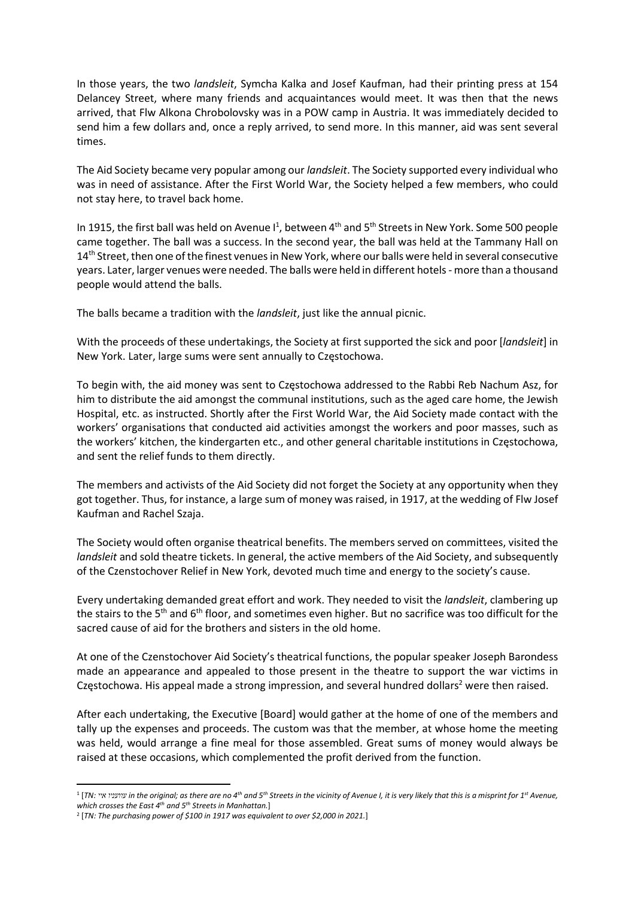In those years, the two *landsleit*, Symcha Kalka and Josef Kaufman, had their printing press at 154 Delancey Street, where many friends and acquaintances would meet. It was then that the news arrived, that Flw Alkona Chrobolovsky was in a POW camp in Austria. It was immediately decided to send him a few dollars and, once a reply arrived, to send more. In this manner, aid was sent several times.

The Aid Society became very popular among our *landsleit*. The Society supported every individual who was in need of assistance. After the First World War, the Society helped a few members, who could not stay here, to travel back home.

In 1915, the first ball was held on Avenue I[1], between 4th and 5th Streets in New York. Some 500 people came together. The ball was a success. In the second year, the ball was held at the Tammany Hall on 14th Street, then one of the finest venues in New York, where our balls were held in several consecutive years. Later, larger venues were needed. The balls were held in different hotels - more than a thousand people would attend the balls.

The balls became a tradition with the *landsleit*, just like the annual picnic.

With the proceeds of these undertakings, the Society at first supported the sick and poor [*landsleit*] in New York. Later, large sums were sent annually to Częstochowa.

To begin with, the aid money was sent to Częstochowa addressed to the Rabbi Reb Nachum Asz, for him to distribute the aid amongst the communal institutions, such as the aged care home, the Jewish Hospital, etc. as instructed. Shortly after the First World War, the Aid Society made contact with the workers' organisations that conducted aid activities amongst the workers and poor masses, such as the workers' kitchen, the kindergarten etc., and other general charitable institutions in Częstochowa, and sent the relief funds to them directly.

The members and activists of the Aid Society did not forget the Society at any opportunity when they got together. Thus, for instance, a large sum of money was raised, in 1917, at the wedding of Flw Josef Kaufman and Rachel Szaja.

The Society would often organise theatrical benefits. The members served on committees, visited the *landsleit* and sold theatre tickets. In general, the active members of the Aid Society, and subsequently of the Czenstochover Relief in New York, devoted much time and energy to the society's cause.

Every undertaking demanded great effort and work. They needed to visit the *landsleit*, clambering up the stairs to the 5th and 6th floor, and sometimes even higher. But no sacrifice was too difficult for the sacred cause of aid for the brothers and sisters in the old home.

At one of the Czenstochover Aid Society's theatrical functions, the popular speaker Joseph Barondess made an appearance and appealed to those present in the theatre to support the war victims in Częstochowa. His appeal made a strong impression, and several hundred dollars[2] were then raised.

After each undertaking, the Executive [Board] would gather at the home of one of the members and tally up the expenses and proceeds. The custom was that the member, at whose home the meeting was held, would arrange a fine meal for those assembled. Great sums of money would always be raised at these occasions, which complemented the profit derived from the function.

---

[1] [*TN:* עוועניו אי *in the original; as there are no 4th and 5th Streets in the vicinity of Avenue I, it is very likely that this is a misprint for 1st Avenue, which crosses the East 4th and 5th Streets in Manhattan.*]

[2] [*TN: The purchasing power of $100 in 1917 was equivalent to over $2,000 in 2021.*]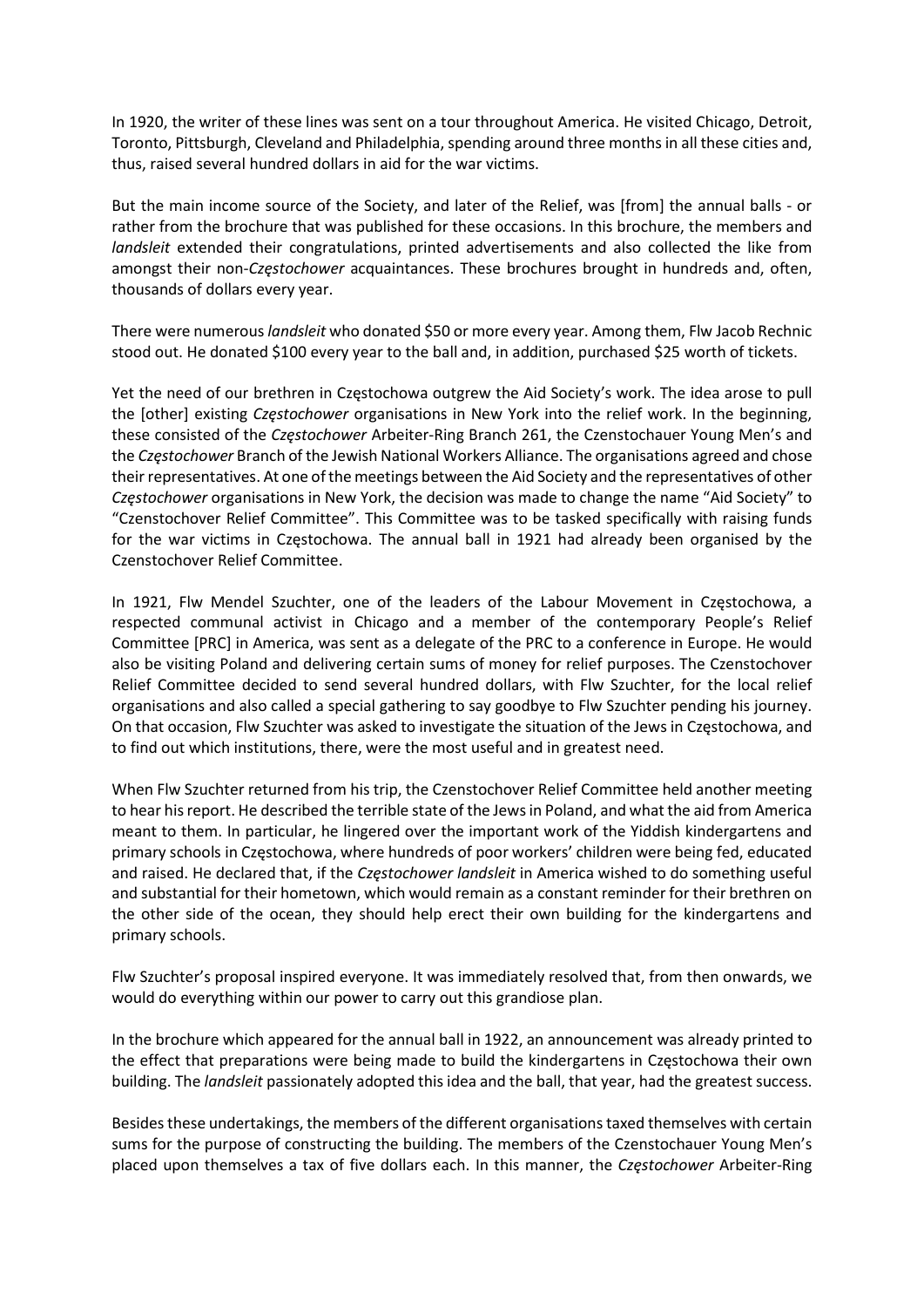In 1920, the writer of these lines was sent on a tour throughout America. He visited Chicago, Detroit, Toronto, Pittsburgh, Cleveland and Philadelphia, spending around three months in all these cities and, thus, raised several hundred dollars in aid for the war victims.

But the main income source of the Society, and later of the Relief, was [from] the annual balls - or rather from the brochure that was published for these occasions. In this brochure, the members and *landsleit* extended their congratulations, printed advertisements and also collected the like from amongst their non-*Częstochower* acquaintances. These brochures brought in hundreds and, often, thousands of dollars every year.

There were numerous *landsleit* who donated $50 or more every year. Among them, Flw Jacob Rechnic stood out. He donated $100 every year to the ball and, in addition, purchased $25 worth of tickets.

Yet the need of our brethren in Częstochowa outgrew the Aid Society's work. The idea arose to pull the [other] existing *Częstochower* organisations in New York into the relief work. In the beginning, these consisted of the *Częstochower* Arbeiter-Ring Branch 261, the Czenstochauer Young Men's and the *Częstochower* Branch of the Jewish National Workers Alliance. The organisations agreed and chose their representatives. At one of the meetings between the Aid Society and the representatives of other *Częstochower* organisations in New York, the decision was made to change the name "Aid Society" to "Czenstochover Relief Committee". This Committee was to be tasked specifically with raising funds for the war victims in Częstochowa. The annual ball in 1921 had already been organised by the Czenstochover Relief Committee.

In 1921, Flw Mendel Szuchter, one of the leaders of the Labour Movement in Częstochowa, a respected communal activist in Chicago and a member of the contemporary People's Relief Committee [PRC] in America, was sent as a delegate of the PRC to a conference in Europe. He would also be visiting Poland and delivering certain sums of money for relief purposes. The Czenstochover Relief Committee decided to send several hundred dollars, with Flw Szuchter, for the local relief organisations and also called a special gathering to say goodbye to Flw Szuchter pending his journey. On that occasion, Flw Szuchter was asked to investigate the situation of the Jews in Częstochowa, and to find out which institutions, there, were the most useful and in greatest need.

When Flw Szuchter returned from his trip, the Czenstochover Relief Committee held another meeting to hear his report. He described the terrible state of the Jews in Poland, and what the aid from America meant to them. In particular, he lingered over the important work of the Yiddish kindergartens and primary schools in Częstochowa, where hundreds of poor workers' children were being fed, educated and raised. He declared that, if the *Częstochower landsleit* in America wished to do something useful and substantial for their hometown, which would remain as a constant reminder for their brethren on the other side of the ocean, they should help erect their own building for the kindergartens and primary schools.

Flw Szuchter's proposal inspired everyone. It was immediately resolved that, from then onwards, we would do everything within our power to carry out this grandiose plan.

In the brochure which appeared for the annual ball in 1922, an announcement was already printed to the effect that preparations were being made to build the kindergartens in Częstochowa their own building. The *landsleit* passionately adopted this idea and the ball, that year, had the greatest success.

Besides these undertakings, the members of the different organisations taxed themselves with certain sums for the purpose of constructing the building. The members of the Czenstochauer Young Men's placed upon themselves a tax of five dollars each. In this manner, the *Częstochower* Arbeiter-Ring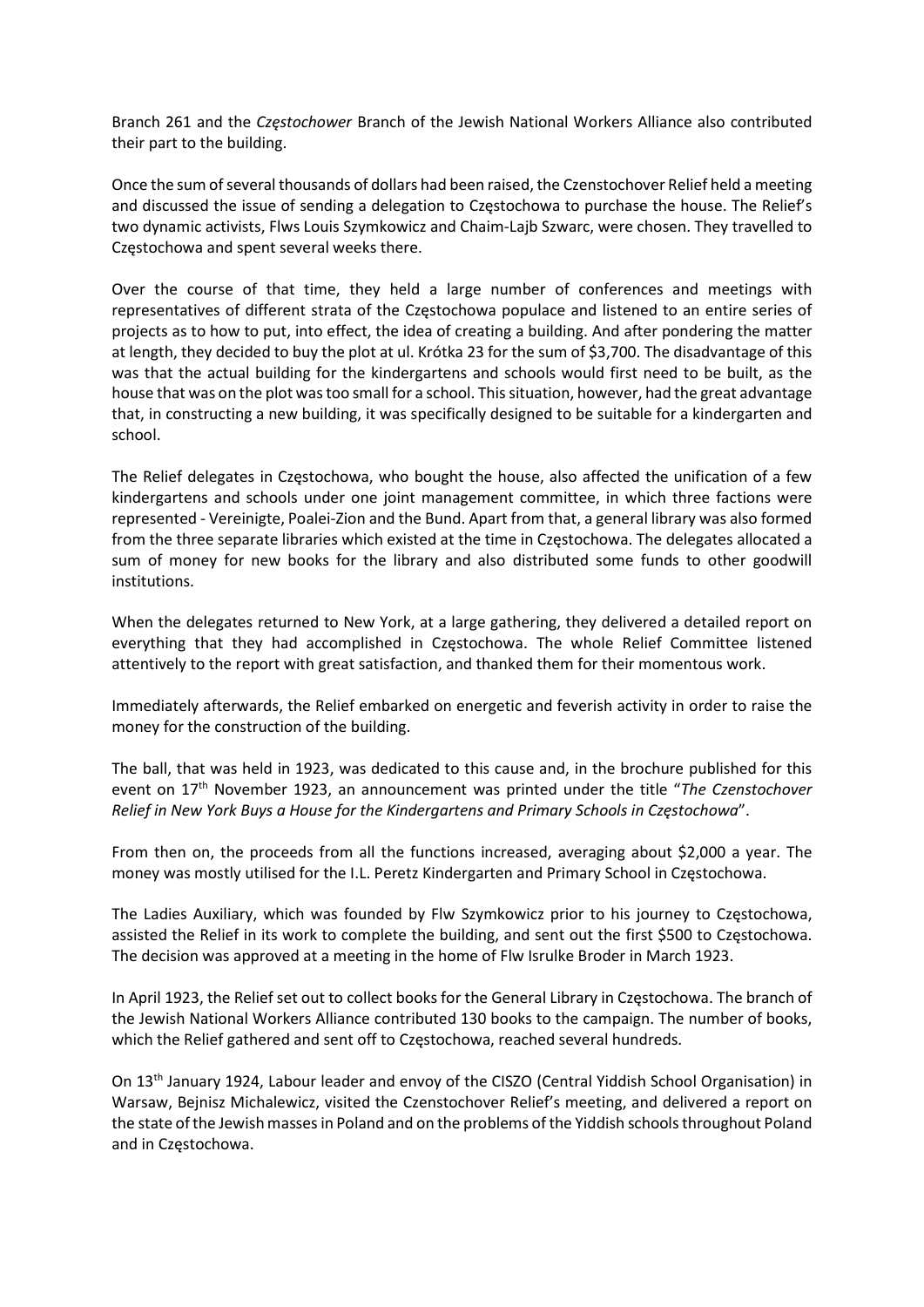Branch 261 and the *Częstochower* Branch of the Jewish National Workers Alliance also contributed their part to the building.

Once the sum of several thousands of dollars had been raised, the Czenstochover Relief held a meeting and discussed the issue of sending a delegation to Częstochowa to purchase the house. The Relief's two dynamic activists, Flws Louis Szymkowicz and Chaim-Lajb Szwarc, were chosen. They travelled to Częstochowa and spent several weeks there.

Over the course of that time, they held a large number of conferences and meetings with representatives of different strata of the Częstochowa populace and listened to an entire series of projects as to how to put, into effect, the idea of creating a building. And after pondering the matter at length, they decided to buy the plot at ul. Krótka 23 for the sum of $3,700. The disadvantage of this was that the actual building for the kindergartens and schools would first need to be built, as the house that was on the plot was too small for a school. This situation, however, had the great advantage that, in constructing a new building, it was specifically designed to be suitable for a kindergarten and school.

The Relief delegates in Częstochowa, who bought the house, also affected the unification of a few kindergartens and schools under one joint management committee, in which three factions were represented - Vereinigte, Poalei-Zion and the Bund. Apart from that, a general library was also formed from the three separate libraries which existed at the time in Częstochowa. The delegates allocated a sum of money for new books for the library and also distributed some funds to other goodwill institutions.

When the delegates returned to New York, at a large gathering, they delivered a detailed report on everything that they had accomplished in Częstochowa. The whole Relief Committee listened attentively to the report with great satisfaction, and thanked them for their momentous work.

Immediately afterwards, the Relief embarked on energetic and feverish activity in order to raise the money for the construction of the building.

The ball, that was held in 1923, was dedicated to this cause and, in the brochure published for this event on 17th November 1923, an announcement was printed under the title "*The Czenstochover Relief in New York Buys a House for the Kindergartens and Primary Schools in Częstochowa*".

From then on, the proceeds from all the functions increased, averaging about $2,000 a year. The money was mostly utilised for the I.L. Peretz Kindergarten and Primary School in Częstochowa.

The Ladies Auxiliary, which was founded by Flw Szymkowicz prior to his journey to Częstochowa, assisted the Relief in its work to complete the building, and sent out the first $500 to Częstochowa. The decision was approved at a meeting in the home of Flw Isrulke Broder in March 1923.

In April 1923, the Relief set out to collect books for the General Library in Częstochowa. The branch of the Jewish National Workers Alliance contributed 130 books to the campaign. The number of books, which the Relief gathered and sent off to Częstochowa, reached several hundreds.

On 13th January 1924, Labour leader and envoy of the CISZO (Central Yiddish School Organisation) in Warsaw, Bejnisz Michalewicz, visited the Czenstochover Relief's meeting, and delivered a report on the state of the Jewish masses in Poland and on the problems of the Yiddish schools throughout Poland and in Częstochowa.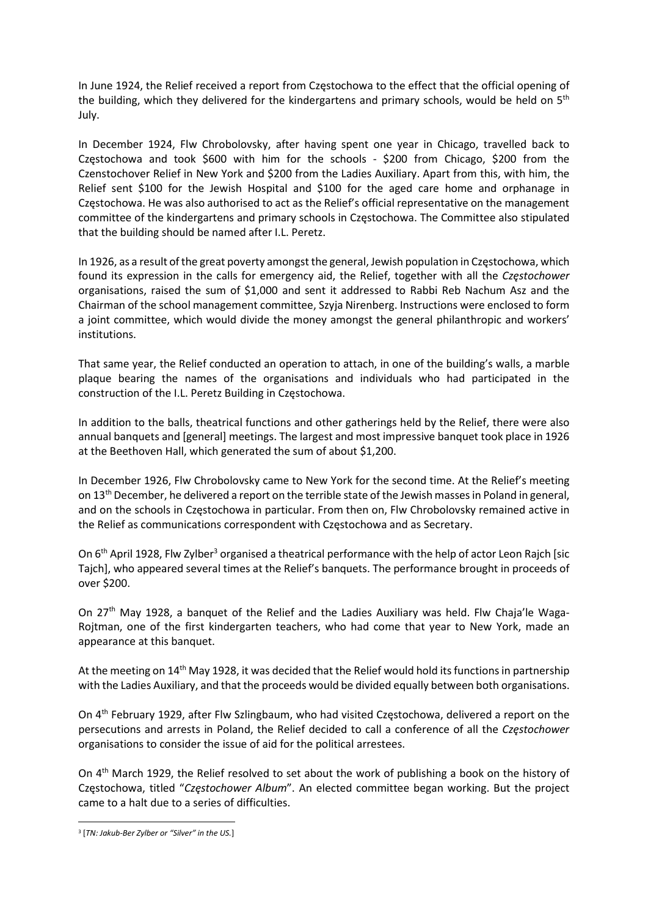In June 1924, the Relief received a report from Częstochowa to the effect that the official opening of the building, which they delivered for the kindergartens and primary schools, would be held on 5th July.

In December 1924, Flw Chrobolovsky, after having spent one year in Chicago, travelled back to Częstochowa and took $600 with him for the schools - $200 from Chicago, $200 from the Czenstochover Relief in New York and $200 from the Ladies Auxiliary. Apart from this, with him, the Relief sent $100 for the Jewish Hospital and $100 for the aged care home and orphanage in Częstochowa. He was also authorised to act as the Relief's official representative on the management committee of the kindergartens and primary schools in Częstochowa. The Committee also stipulated that the building should be named after I.L. Peretz.

In 1926, as a result of the great poverty amongst the general, Jewish population in Częstochowa, which found its expression in the calls for emergency aid, the Relief, together with all the *Częstochower* organisations, raised the sum of $1,000 and sent it addressed to Rabbi Reb Nachum Asz and the Chairman of the school management committee, Szyja Nirenberg. Instructions were enclosed to form a joint committee, which would divide the money amongst the general philanthropic and workers' institutions.

That same year, the Relief conducted an operation to attach, in one of the building's walls, a marble plaque bearing the names of the organisations and individuals who had participated in the construction of the I.L. Peretz Building in Częstochowa.

In addition to the balls, theatrical functions and other gatherings held by the Relief, there were also annual banquets and [general] meetings. The largest and most impressive banquet took place in 1926 at the Beethoven Hall, which generated the sum of about $1,200.

In December 1926, Flw Chrobolovsky came to New York for the second time. At the Relief's meeting on 13th December, he delivered a report on the terrible state of the Jewish masses in Poland in general, and on the schools in Częstochowa in particular. From then on, Flw Chrobolovsky remained active in the Relief as communications correspondent with Częstochowa and as Secretary.

On 6th April 1928, Flw Zylber[3] organised a theatrical performance with the help of actor Leon Rajch [sic Tajch], who appeared several times at the Relief's banquets. The performance brought in proceeds of over $200.

On 27th May 1928, a banquet of the Relief and the Ladies Auxiliary was held. Flw Chaja'le Waga-Rojtman, one of the first kindergarten teachers, who had come that year to New York, made an appearance at this banquet.

At the meeting on 14th May 1928, it was decided that the Relief would hold its functions in partnership with the Ladies Auxiliary, and that the proceeds would be divided equally between both organisations.

On 4th February 1929, after Flw Szlingbaum, who had visited Częstochowa, delivered a report on the persecutions and arrests in Poland, the Relief decided to call a conference of all the *Częstochower* organisations to consider the issue of aid for the political arrestees.

On 4th March 1929, the Relief resolved to set about the work of publishing a book on the history of Częstochowa, titled "*Częstochower Album*". An elected committee began working. But the project came to a halt due to a series of difficulties.

---

[3] [*TN: Jakub-Ber Zylber or "Silver" in the US.*]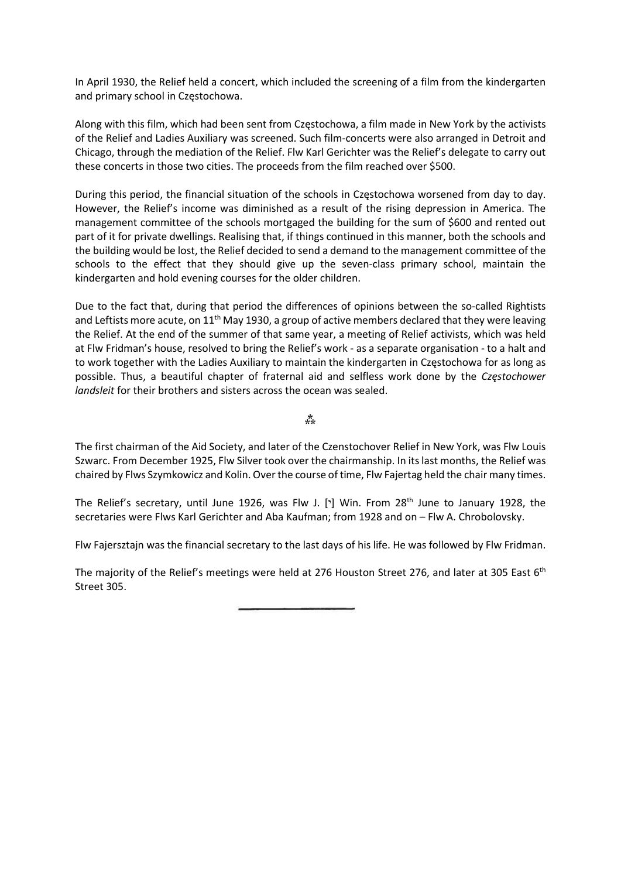In April 1930, the Relief held a concert, which included the screening of a film from the kindergarten and primary school in Częstochowa.

Along with this film, which had been sent from Częstochowa, a film made in New York by the activists of the Relief and Ladies Auxiliary was screened. Such film-concerts were also arranged in Detroit and Chicago, through the mediation of the Relief. Flw Karl Gerichter was the Relief's delegate to carry out these concerts in those two cities. The proceeds from the film reached over $500.

During this period, the financial situation of the schools in Częstochowa worsened from day to day. However, the Relief's income was diminished as a result of the rising depression in America. The management committee of the schools mortgaged the building for the sum of $600 and rented out part of it for private dwellings. Realising that, if things continued in this manner, both the schools and the building would be lost, the Relief decided to send a demand to the management committee of the schools to the effect that they should give up the seven-class primary school, maintain the kindergarten and hold evening courses for the older children.

Due to the fact that, during that period the differences of opinions between the so-called Rightists and Leftists more acute, on 11th May 1930, a group of active members declared that they were leaving the Relief. At the end of the summer of that same year, a meeting of Relief activists, which was held at Flw Fridman's house, resolved to bring the Relief's work - as a separate organisation - to a halt and to work together with the Ladies Auxiliary to maintain the kindergarten in Częstochowa for as long as possible. Thus, a beautiful chapter of fraternal aid and selfless work done by the *Częstochower landsleit* for their brothers and sisters across the ocean was sealed.

⁂

The first chairman of the Aid Society, and later of the Czenstochover Relief in New York, was Flw Louis Szwarc. From December 1925, Flw Silver took over the chairmanship. In its last months, the Relief was chaired by Flws Szymkowicz and Kolin. Over the course of time, Flw Fajertag held the chair many times.

The Relief's secretary, until June 1926, was Flw J. [י] Win. From 28th June to January 1928, the secretaries were Flws Karl Gerichter and Aba Kaufman; from 1928 and on – Flw A. Chrobolovsky.

Flw Fajersztajn was the financial secretary to the last days of his life. He was followed by Flw Fridman.

The majority of the Relief's meetings were held at 276 Houston Street 276, and later at 305 East 6th Street 305.

---